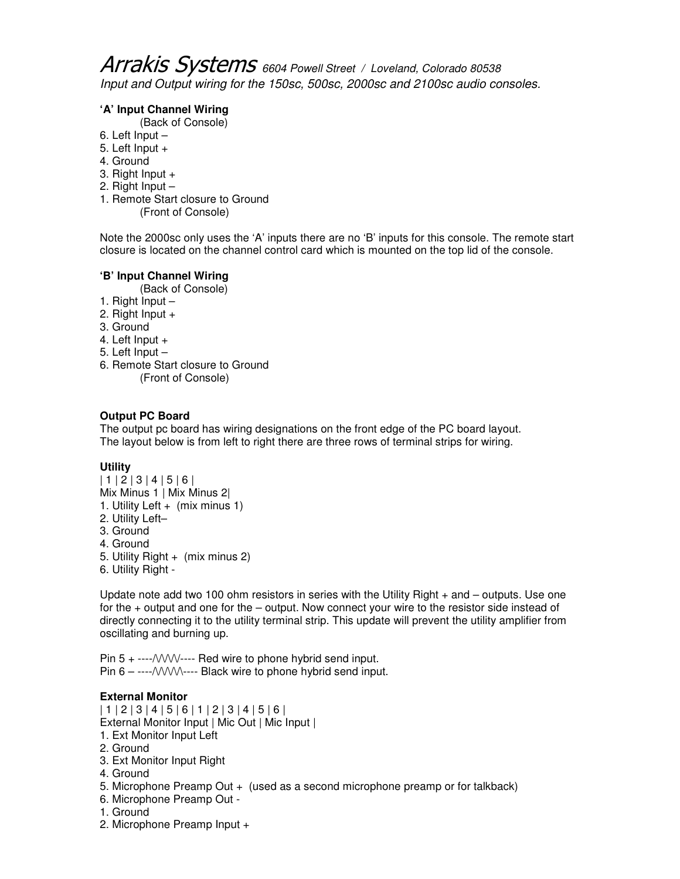# Arrakis Systems 6604 Powell Street / Loveland, Colorado 80538

*Input and Output wiring for the 150sc, 500sc, 2000sc and 2100sc audio consoles.*

**'A' Input Channel Wiring**

(Back of Console)

6. Left Input –
5. Left Input +
4. Ground
3. Right Input +
2. Right Input –
1. Remote Start closure to Ground

(Front of Console)

Note the 2000sc only uses the 'A' inputs there are no 'B' inputs for this console. The remote start closure is located on the channel control card which is mounted on the top lid of the console.

**'B' Input Channel Wiring**

(Back of Console)

1. Right Input –
2. Right Input +
3. Ground
4. Left Input +
5. Left Input –
6. Remote Start closure to Ground

(Front of Console)

**Output PC Board**

The output pc board has wiring designations on the front edge of the PC board layout.
The layout below is from left to right there are three rows of terminal strips for wiring.

**Utility**

| 1 | 2 | 3 | 4 | 5 | 6 |
Mix Minus 1 | Mix Minus 2|

1. Utility Left + (mix minus 1)
2. Utility Left–
3. Ground
4. Ground
5. Utility Right + (mix minus 2)
6. Utility Right -

Update note add two 100 ohm resistors in series with the Utility Right + and – outputs. Use one for the + output and one for the – output. Now connect your wire to the resistor side instead of directly connecting it to the utility terminal strip. This update will prevent the utility amplifier from oscillating and burning up.

Pin 5 + ----/\/\/\/---- Red wire to phone hybrid send input.
Pin 6 – ----/\/\/\/\---- Black wire to phone hybrid send input.

**External Monitor**

| 1 | 2 | 3 | 4 | 5 | 6 | 1 | 2 | 3 | 4 | 5 | 6 |
External Monitor Input | Mic Out | Mic Input |

1. Ext Monitor Input Left
2. Ground
3. Ext Monitor Input Right
4. Ground
5. Microphone Preamp Out + (used as a second microphone preamp or for talkback)
6. Microphone Preamp Out -
1. Ground
2. Microphone Preamp Input +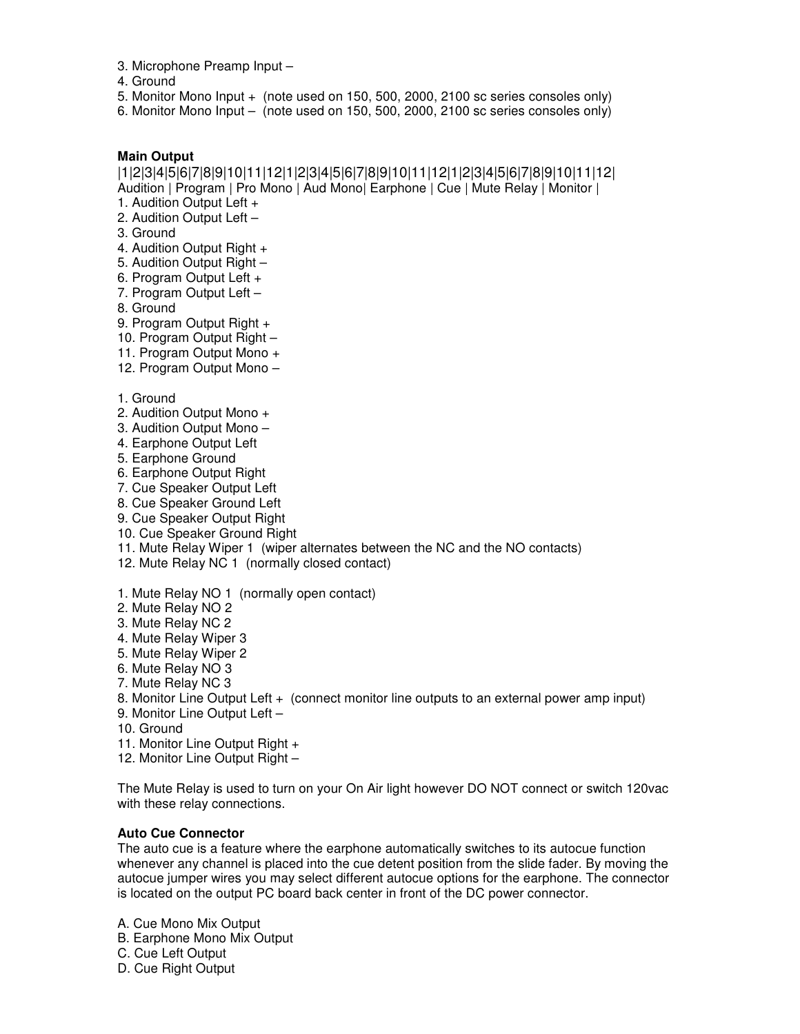3. Microphone Preamp Input –
4. Ground
5. Monitor Mono Input + (note used on 150, 500, 2000, 2100 sc series consoles only)
6. Monitor Mono Input – (note used on 150, 500, 2000, 2100 sc series consoles only)

**Main Output**

|1|2|3|4|5|6|7|8|9|10|11|12|1|2|3|4|5|6|7|8|9|10|11|12|1|2|3|4|5|6|7|8|9|10|11|12|
Audition | Program | Pro Mono | Aud Mono| Earphone | Cue | Mute Relay | Monitor |

1. Audition Output Left +
2. Audition Output Left –
3. Ground
4. Audition Output Right +
5. Audition Output Right –
6. Program Output Left +
7. Program Output Left –
8. Ground
9. Program Output Right +
10. Program Output Right –
11. Program Output Mono +
12. Program Output Mono –

1. Ground
2. Audition Output Mono +
3. Audition Output Mono –
4. Earphone Output Left
5. Earphone Ground
6. Earphone Output Right
7. Cue Speaker Output Left
8. Cue Speaker Ground Left
9. Cue Speaker Output Right
10. Cue Speaker Ground Right
11. Mute Relay Wiper 1 (wiper alternates between the NC and the NO contacts)
12. Mute Relay NC 1 (normally closed contact)

1. Mute Relay NO 1 (normally open contact)
2. Mute Relay NO 2
3. Mute Relay NC 2
4. Mute Relay Wiper 3
5. Mute Relay Wiper 2
6. Mute Relay NO 3
7. Mute Relay NC 3
8. Monitor Line Output Left + (connect monitor line outputs to an external power amp input)
9. Monitor Line Output Left –
10. Ground
11. Monitor Line Output Right +
12. Monitor Line Output Right –

The Mute Relay is used to turn on your On Air light however DO NOT connect or switch 120vac with these relay connections.

**Auto Cue Connector**

The auto cue is a feature where the earphone automatically switches to its autocue function whenever any channel is placed into the cue detent position from the slide fader. By moving the autocue jumper wires you may select different autocue options for the earphone. The connector is located on the output PC board back center in front of the DC power connector.

A. Cue Mono Mix Output
B. Earphone Mono Mix Output
C. Cue Left Output
D. Cue Right Output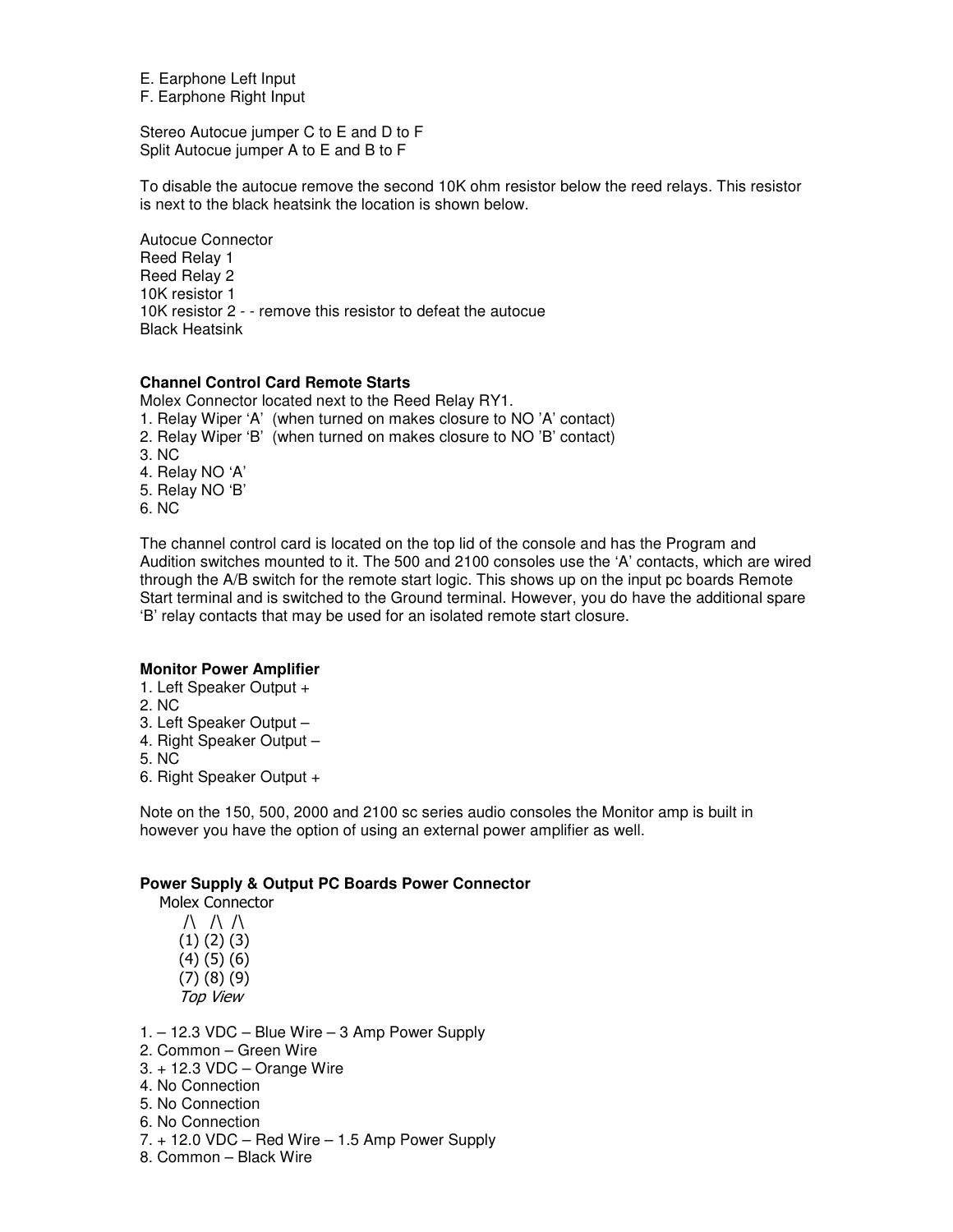E. Earphone Left Input
F. Earphone Right Input

Stereo Autocue jumper C to E and D to F
Split Autocue jumper A to E and B to F

To disable the autocue remove the second 10K ohm resistor below the reed relays. This resistor is next to the black heatsink the location is shown below.

Autocue Connector
Reed Relay 1
Reed Relay 2
10K resistor 1
10K resistor 2 - - remove this resistor to defeat the autocue
Black Heatsink

**Channel Control Card Remote Starts**
Molex Connector located next to the Reed Relay RY1.

1. Relay Wiper 'A' (when turned on makes closure to NO 'A' contact)
2. Relay Wiper 'B' (when turned on makes closure to NO 'B' contact)
3. NC
4. Relay NO 'A'
5. Relay NO 'B'
6. NC

The channel control card is located on the top lid of the console and has the Program and Audition switches mounted to it. The 500 and 2100 consoles use the 'A' contacts, which are wired through the A/B switch for the remote start logic. This shows up on the input pc boards Remote Start terminal and is switched to the Ground terminal. However, you do have the additional spare 'B' relay contacts that may be used for an isolated remote start closure.

**Monitor Power Amplifier**

1. Left Speaker Output +
2. NC
3. Left Speaker Output –
4. Right Speaker Output –
5. NC
6. Right Speaker Output +

Note on the 150, 500, 2000 and 2100 sc series audio consoles the Monitor amp is built in however you have the option of using an external power amplifier as well.

**Power Supply & Output PC Boards Power Connector**

```
Molex Connector
   /\   /\  /\
  (1) (2) (3)
  (4) (5) (6)
  (7) (8) (9)
  Top View
```

1. – 12.3 VDC – Blue Wire – 3 Amp Power Supply
2. Common – Green Wire
3. + 12.3 VDC – Orange Wire
4. No Connection
5. No Connection
6. No Connection
7. + 12.0 VDC – Red Wire – 1.5 Amp Power Supply
8. Common – Black Wire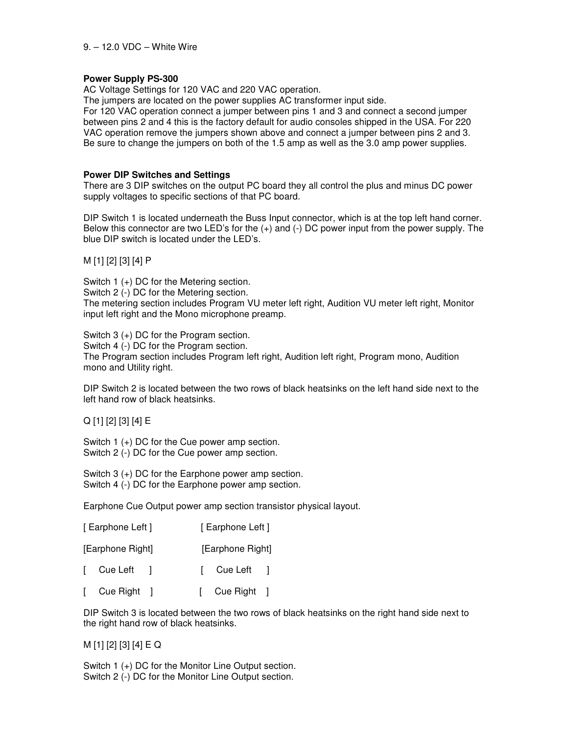9. – 12.0 VDC – White Wire

**Power Supply PS-300**

AC Voltage Settings for 120 VAC and 220 VAC operation.
The jumpers are located on the power supplies AC transformer input side.
For 120 VAC operation connect a jumper between pins 1 and 3 and connect a second jumper between pins 2 and 4 this is the factory default for audio consoles shipped in the USA. For 220 VAC operation remove the jumpers shown above and connect a jumper between pins 2 and 3. Be sure to change the jumpers on both of the 1.5 amp as well as the 3.0 amp power supplies.

**Power DIP Switches and Settings**

There are 3 DIP switches on the output PC board they all control the plus and minus DC power supply voltages to specific sections of that PC board.

DIP Switch 1 is located underneath the Buss Input connector, which is at the top left hand corner. Below this connector are two LED's for the (+) and (-) DC power input from the power supply. The blue DIP switch is located under the LED's.

M [1] [2] [3] [4] P

Switch 1 (+) DC for the Metering section.
Switch 2 (-) DC for the Metering section.
The metering section includes Program VU meter left right, Audition VU meter left right, Monitor input left right and the Mono microphone preamp.

Switch 3 (+) DC for the Program section.
Switch 4 (-) DC for the Program section.
The Program section includes Program left right, Audition left right, Program mono, Audition mono and Utility right.

DIP Switch 2 is located between the two rows of black heatsinks on the left hand side next to the left hand row of black heatsinks.

Q [1] [2] [3] [4] E

Switch 1 (+) DC for the Cue power amp section.
Switch 2 (-) DC for the Cue power amp section.

Switch 3 (+) DC for the Earphone power amp section.
Switch 4 (-) DC for the Earphone power amp section.

Earphone Cue Output power amp section transistor physical layout.

[ Earphone Left ]　　　　[ Earphone Left ]

[Earphone Right]　　　　[Earphone Right]

[　Cue Left　]　　　　[　Cue Left　]

[　Cue Right　]　　　　[　Cue Right　]

DIP Switch 3 is located between the two rows of black heatsinks on the right hand side next to the right hand row of black heatsinks.

M [1] [2] [3] [4] E Q

Switch 1 (+) DC for the Monitor Line Output section.
Switch 2 (-) DC for the Monitor Line Output section.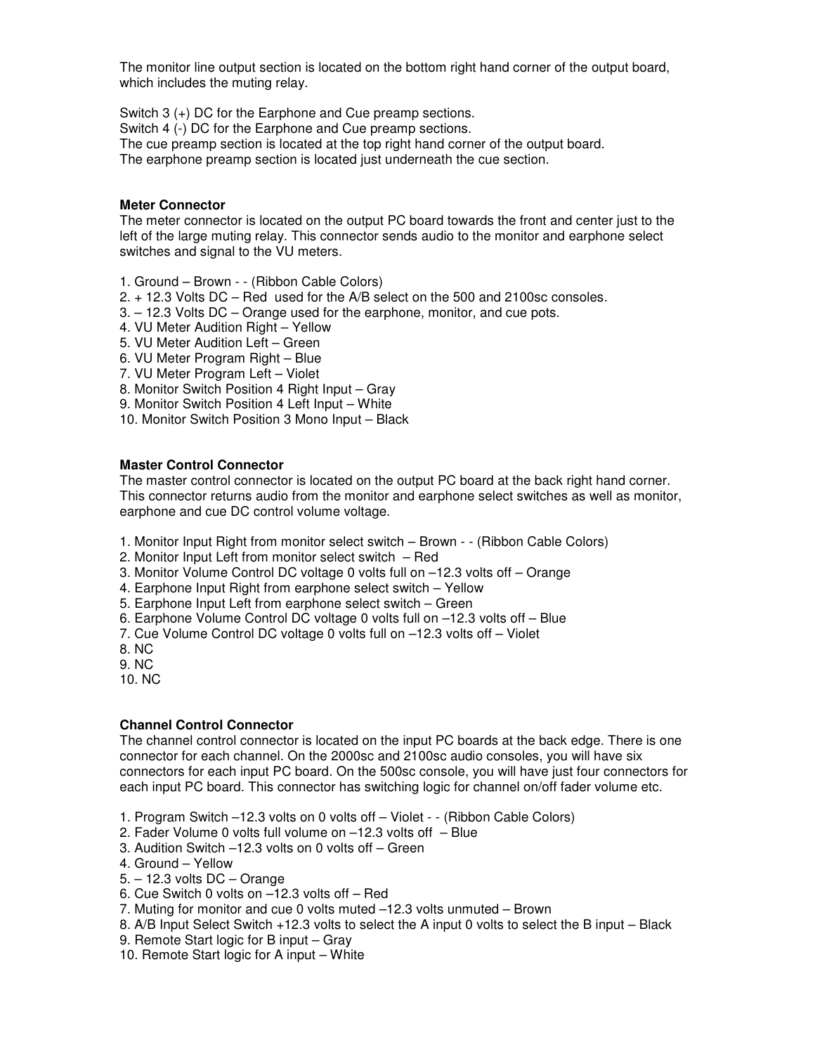The monitor line output section is located on the bottom right hand corner of the output board, which includes the muting relay.

Switch 3 (+) DC for the Earphone and Cue preamp sections.
Switch 4 (-) DC for the Earphone and Cue preamp sections.
The cue preamp section is located at the top right hand corner of the output board.
The earphone preamp section is located just underneath the cue section.

**Meter Connector**
The meter connector is located on the output PC board towards the front and center just to the left of the large muting relay. This connector sends audio to the monitor and earphone select switches and signal to the VU meters.

1. Ground – Brown - - (Ribbon Cable Colors)
2. + 12.3 Volts DC – Red used for the A/B select on the 500 and 2100sc consoles.
3. – 12.3 Volts DC – Orange used for the earphone, monitor, and cue pots.
4. VU Meter Audition Right – Yellow
5. VU Meter Audition Left – Green
6. VU Meter Program Right – Blue
7. VU Meter Program Left – Violet
8. Monitor Switch Position 4 Right Input – Gray
9. Monitor Switch Position 4 Left Input – White
10. Monitor Switch Position 3 Mono Input – Black

**Master Control Connector**
The master control connector is located on the output PC board at the back right hand corner. This connector returns audio from the monitor and earphone select switches as well as monitor, earphone and cue DC control volume voltage.

1. Monitor Input Right from monitor select switch – Brown - - (Ribbon Cable Colors)
2. Monitor Input Left from monitor select switch – Red
3. Monitor Volume Control DC voltage 0 volts full on –12.3 volts off – Orange
4. Earphone Input Right from earphone select switch – Yellow
5. Earphone Input Left from earphone select switch – Green
6. Earphone Volume Control DC voltage 0 volts full on –12.3 volts off – Blue
7. Cue Volume Control DC voltage 0 volts full on –12.3 volts off – Violet
8. NC
9. NC
10. NC

**Channel Control Connector**
The channel control connector is located on the input PC boards at the back edge. There is one connector for each channel. On the 2000sc and 2100sc audio consoles, you will have six connectors for each input PC board. On the 500sc console, you will have just four connectors for each input PC board. This connector has switching logic for channel on/off fader volume etc.

1. Program Switch –12.3 volts on 0 volts off – Violet - - (Ribbon Cable Colors)
2. Fader Volume 0 volts full volume on –12.3 volts off – Blue
3. Audition Switch –12.3 volts on 0 volts off – Green
4. Ground – Yellow
5. – 12.3 volts DC – Orange
6. Cue Switch 0 volts on –12.3 volts off – Red
7. Muting for monitor and cue 0 volts muted –12.3 volts unmuted – Brown
8. A/B Input Select Switch +12.3 volts to select the A input 0 volts to select the B input – Black
9. Remote Start logic for B input – Gray
10. Remote Start logic for A input – White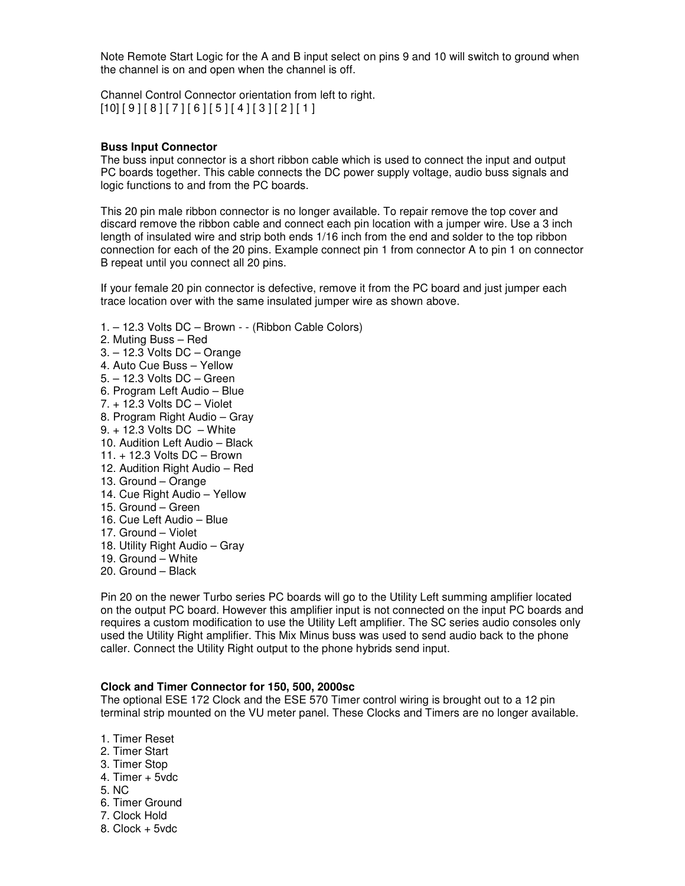Note Remote Start Logic for the A and B input select on pins 9 and 10 will switch to ground when the channel is on and open when the channel is off.

Channel Control Connector orientation from left to right.
[10] [ 9 ] [ 8 ] [ 7 ] [ 6 ] [ 5 ] [ 4 ] [ 3 ] [ 2 ] [ 1 ]

**Buss Input Connector**
The buss input connector is a short ribbon cable which is used to connect the input and output PC boards together. This cable connects the DC power supply voltage, audio buss signals and logic functions to and from the PC boards.

This 20 pin male ribbon connector is no longer available. To repair remove the top cover and discard remove the ribbon cable and connect each pin location with a jumper wire. Use a 3 inch length of insulated wire and strip both ends 1/16 inch from the end and solder to the top ribbon connection for each of the 20 pins. Example connect pin 1 from connector A to pin 1 on connector B repeat until you connect all 20 pins.

If your female 20 pin connector is defective, remove it from the PC board and just jumper each trace location over with the same insulated jumper wire as shown above.

1. – 12.3 Volts DC – Brown - - (Ribbon Cable Colors)
2. Muting Buss – Red
3. – 12.3 Volts DC – Orange
4. Auto Cue Buss – Yellow
5. – 12.3 Volts DC – Green
6. Program Left Audio – Blue
7. + 12.3 Volts DC – Violet
8. Program Right Audio – Gray
9. + 12.3 Volts DC – White
10. Audition Left Audio – Black
11. + 12.3 Volts DC – Brown
12. Audition Right Audio – Red
13. Ground – Orange
14. Cue Right Audio – Yellow
15. Ground – Green
16. Cue Left Audio – Blue
17. Ground – Violet
18. Utility Right Audio – Gray
19. Ground – White
20. Ground – Black

Pin 20 on the newer Turbo series PC boards will go to the Utility Left summing amplifier located on the output PC board. However this amplifier input is not connected on the input PC boards and requires a custom modification to use the Utility Left amplifier. The SC series audio consoles only used the Utility Right amplifier. This Mix Minus buss was used to send audio back to the phone caller. Connect the Utility Right output to the phone hybrids send input.

**Clock and Timer Connector for 150, 500, 2000sc**
The optional ESE 172 Clock and the ESE 570 Timer control wiring is brought out to a 12 pin terminal strip mounted on the VU meter panel. These Clocks and Timers are no longer available.

1. Timer Reset
2. Timer Start
3. Timer Stop
4. Timer + 5vdc
5. NC
6. Timer Ground
7. Clock Hold
8. Clock + 5vdc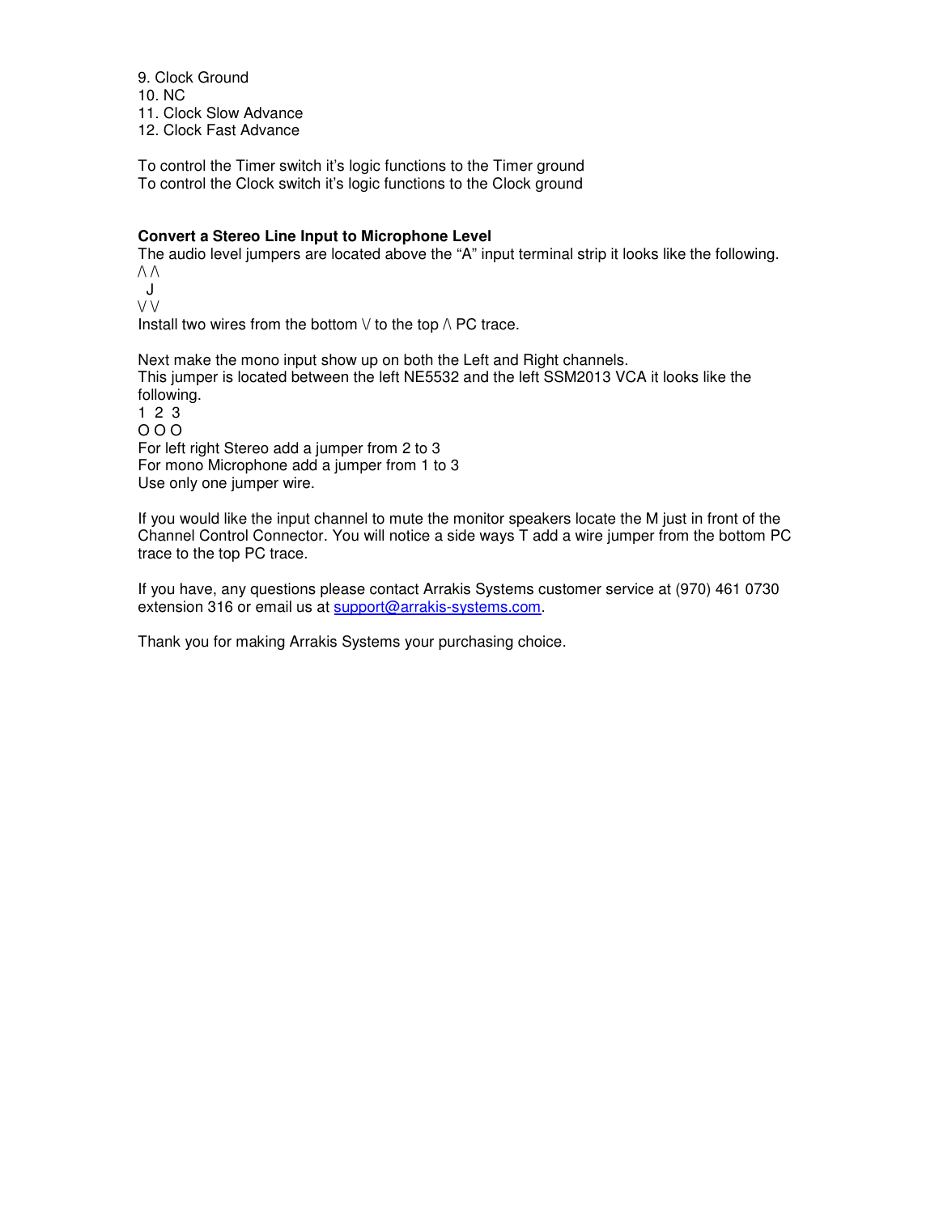9. Clock Ground
10. NC
11. Clock Slow Advance
12. Clock Fast Advance

To control the Timer switch it's logic functions to the Timer ground
To control the Clock switch it's logic functions to the Clock ground

**Convert a Stereo Line Input to Microphone Level**
The audio level jumpers are located above the "A" input terminal strip it looks like the following.

```
/\ /\
  J
\/ \/
```

Install two wires from the bottom \/ to the top /\ PC trace.

Next make the mono input show up on both the Left and Right channels.
This jumper is located between the left NE5532 and the left SSM2013 VCA it looks like the following.

```
1  2  3
O O O
```

For left right Stereo add a jumper from 2 to 3
For mono Microphone add a jumper from 1 to 3
Use only one jumper wire.

If you would like the input channel to mute the monitor speakers locate the M just in front of the Channel Control Connector. You will notice a side ways T add a wire jumper from the bottom PC trace to the top PC trace.

If you have, any questions please contact Arrakis Systems customer service at (970) 461 0730 extension 316 or email us at support@arrakis-systems.com.

Thank you for making Arrakis Systems your purchasing choice.